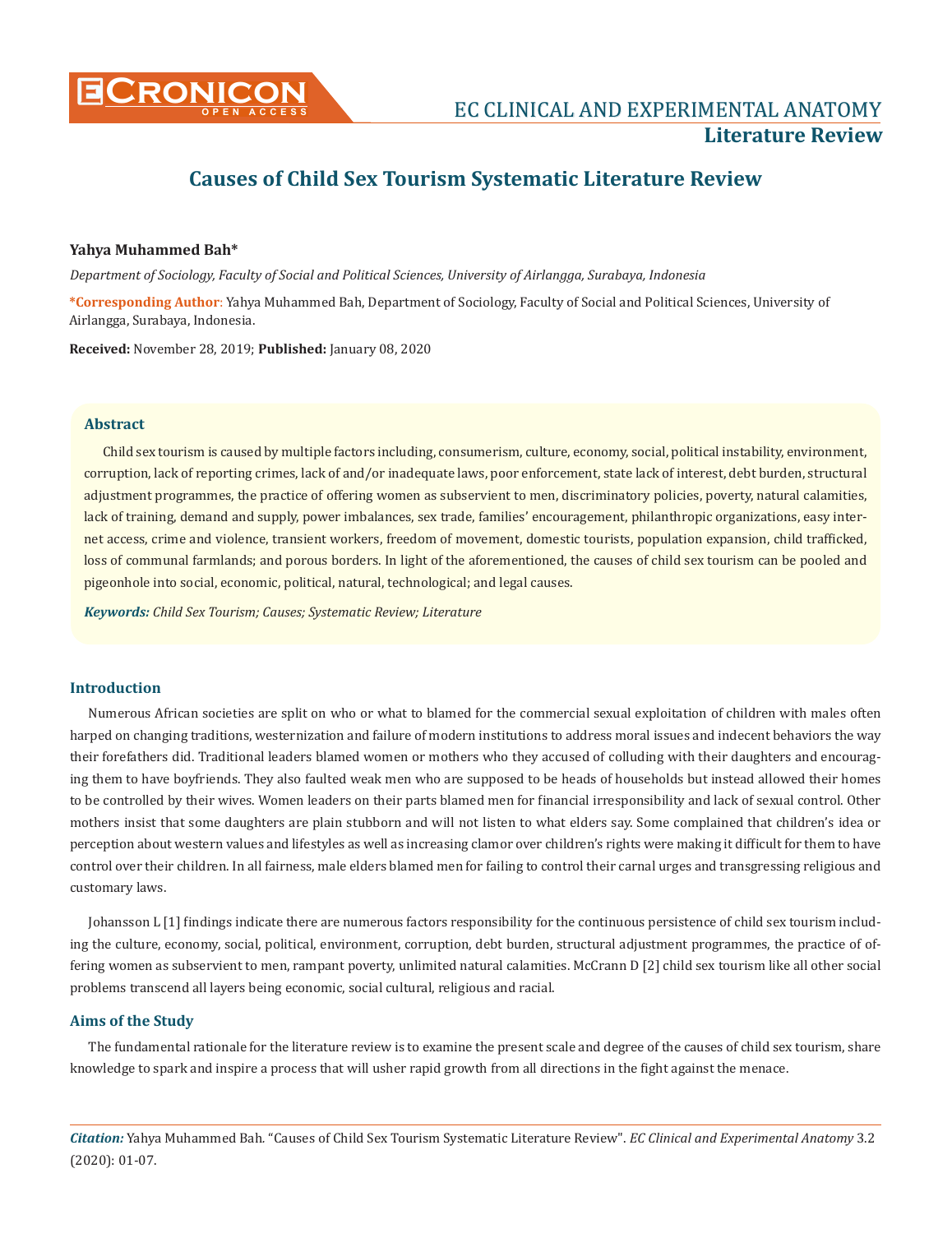# Causes of Child Sex Tourism Systematic Literature Review

**Yahya Muhammed Bah***

*Department of Sociology, Faculty of Social and Political Sciences, University of Airlangga, Surabaya, Indonesia*

**\*Corresponding Author**: Yahya Muhammed Bah, Department of Sociology, Faculty of Social and Political Sciences, University of Airlangga, Surabaya, Indonesia.

**Received:** November 28, 2019; **Published:** January 08, 2020

## Abstract

Child sex tourism is caused by multiple factors including, consumerism, culture, economy, social, political instability, environment, corruption, lack of reporting crimes, lack of and/or inadequate laws, poor enforcement, state lack of interest, debt burden, structural adjustment programmes, the practice of offering women as subservient to men, discriminatory policies, poverty, natural calamities, lack of training, demand and supply, power imbalances, sex trade, families' encouragement, philanthropic organizations, easy internet access, crime and violence, transient workers, freedom of movement, domestic tourists, population expansion, child trafficked, loss of communal farmlands; and porous borders. In light of the aforementioned, the causes of child sex tourism can be pooled and pigeonhole into social, economic, political, natural, technological; and legal causes.

***Keywords:*** *Child Sex Tourism; Causes; Systematic Review; Literature*

## Introduction

Numerous African societies are split on who or what to blamed for the commercial sexual exploitation of children with males often harped on changing traditions, westernization and failure of modern institutions to address moral issues and indecent behaviors the way their forefathers did. Traditional leaders blamed women or mothers who they accused of colluding with their daughters and encouraging them to have boyfriends. They also faulted weak men who are supposed to be heads of households but instead allowed their homes to be controlled by their wives. Women leaders on their parts blamed men for financial irresponsibility and lack of sexual control. Other mothers insist that some daughters are plain stubborn and will not listen to what elders say. Some complained that children's idea or perception about western values and lifestyles as well as increasing clamor over children's rights were making it difficult for them to have control over their children. In all fairness, male elders blamed men for failing to control their carnal urges and transgressing religious and customary laws.

Johansson L [1] findings indicate there are numerous factors responsibility for the continuous persistence of child sex tourism including the culture, economy, social, political, environment, corruption, debt burden, structural adjustment programmes, the practice of offering women as subservient to men, rampant poverty, unlimited natural calamities. McCrann D [2] child sex tourism like all other social problems transcend all layers being economic, social cultural, religious and racial.

## Aims of the Study

The fundamental rationale for the literature review is to examine the present scale and degree of the causes of child sex tourism, share knowledge to spark and inspire a process that will usher rapid growth from all directions in the fight against the menace.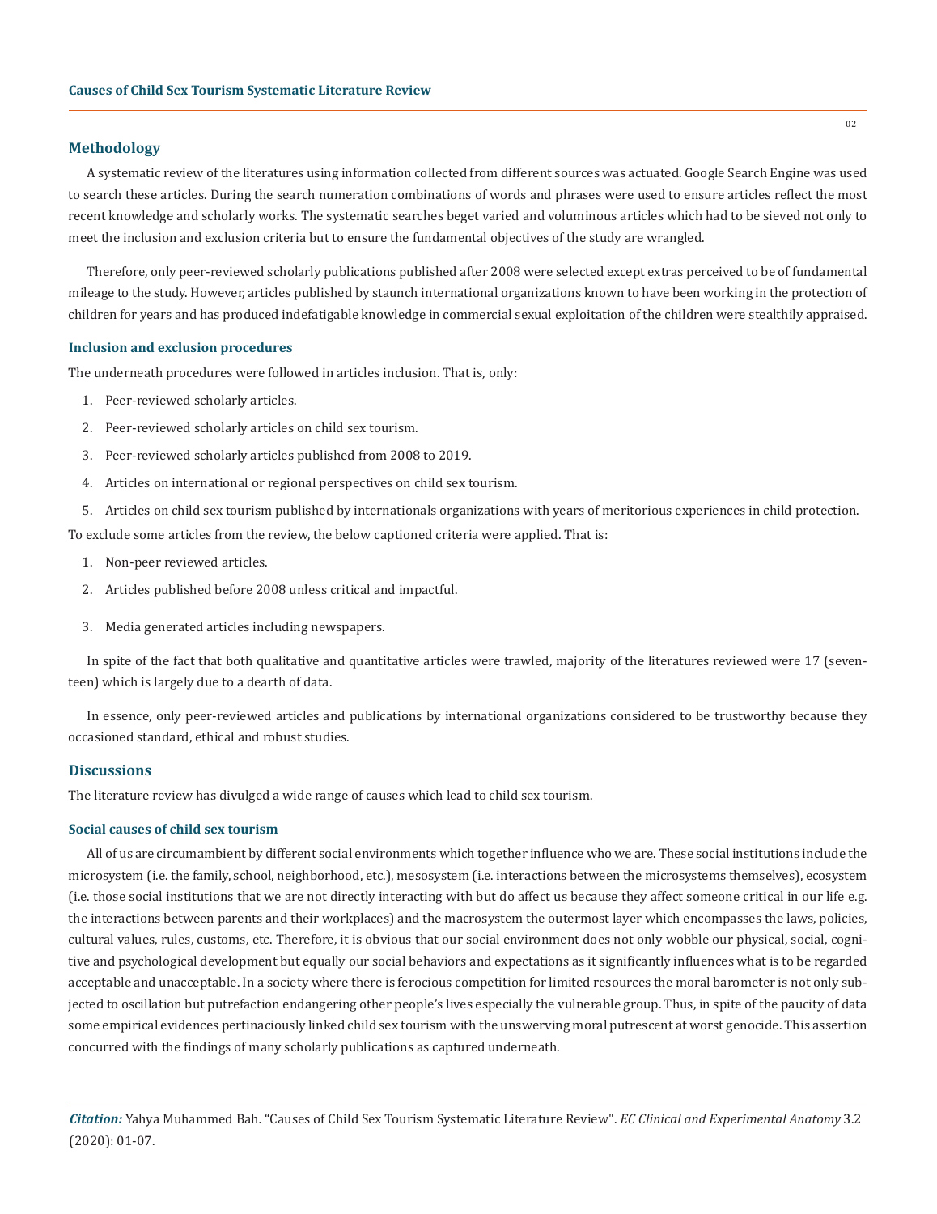## Methodology

A systematic review of the literatures using information collected from different sources was actuated. Google Search Engine was used to search these articles. During the search numeration combinations of words and phrases were used to ensure articles reflect the most recent knowledge and scholarly works. The systematic searches beget varied and voluminous articles which had to be sieved not only to meet the inclusion and exclusion criteria but to ensure the fundamental objectives of the study are wrangled.

Therefore, only peer-reviewed scholarly publications published after 2008 were selected except extras perceived to be of fundamental mileage to the study. However, articles published by staunch international organizations known to have been working in the protection of children for years and has produced indefatigable knowledge in commercial sexual exploitation of the children were stealthily appraised.

### Inclusion and exclusion procedures

The underneath procedures were followed in articles inclusion. That is, only:

1. Peer-reviewed scholarly articles.
2. Peer-reviewed scholarly articles on child sex tourism.
3. Peer-reviewed scholarly articles published from 2008 to 2019.
4. Articles on international or regional perspectives on child sex tourism.
5. Articles on child sex tourism published by internationals organizations with years of meritorious experiences in child protection.

To exclude some articles from the review, the below captioned criteria were applied. That is:

1. Non-peer reviewed articles.
2. Articles published before 2008 unless critical and impactful.
3. Media generated articles including newspapers.

In spite of the fact that both qualitative and quantitative articles were trawled, majority of the literatures reviewed were 17 (seventeen) which is largely due to a dearth of data.

In essence, only peer-reviewed articles and publications by international organizations considered to be trustworthy because they occasioned standard, ethical and robust studies.

## Discussions

The literature review has divulged a wide range of causes which lead to child sex tourism.

### Social causes of child sex tourism

All of us are circumambient by different social environments which together influence who we are. These social institutions include the microsystem (i.e. the family, school, neighborhood, etc.), mesosystem (i.e. interactions between the microsystems themselves), ecosystem (i.e. those social institutions that we are not directly interacting with but do affect us because they affect someone critical in our life e.g. the interactions between parents and their workplaces) and the macrosystem the outermost layer which encompasses the laws, policies, cultural values, rules, customs, etc. Therefore, it is obvious that our social environment does not only wobble our physical, social, cognitive and psychological development but equally our social behaviors and expectations as it significantly influences what is to be regarded acceptable and unacceptable. In a society where there is ferocious competition for limited resources the moral barometer is not only subjected to oscillation but putrefaction endangering other people's lives especially the vulnerable group. Thus, in spite of the paucity of data some empirical evidences pertinaciously linked child sex tourism with the unswerving moral putrescent at worst genocide. This assertion concurred with the findings of many scholarly publications as captured underneath.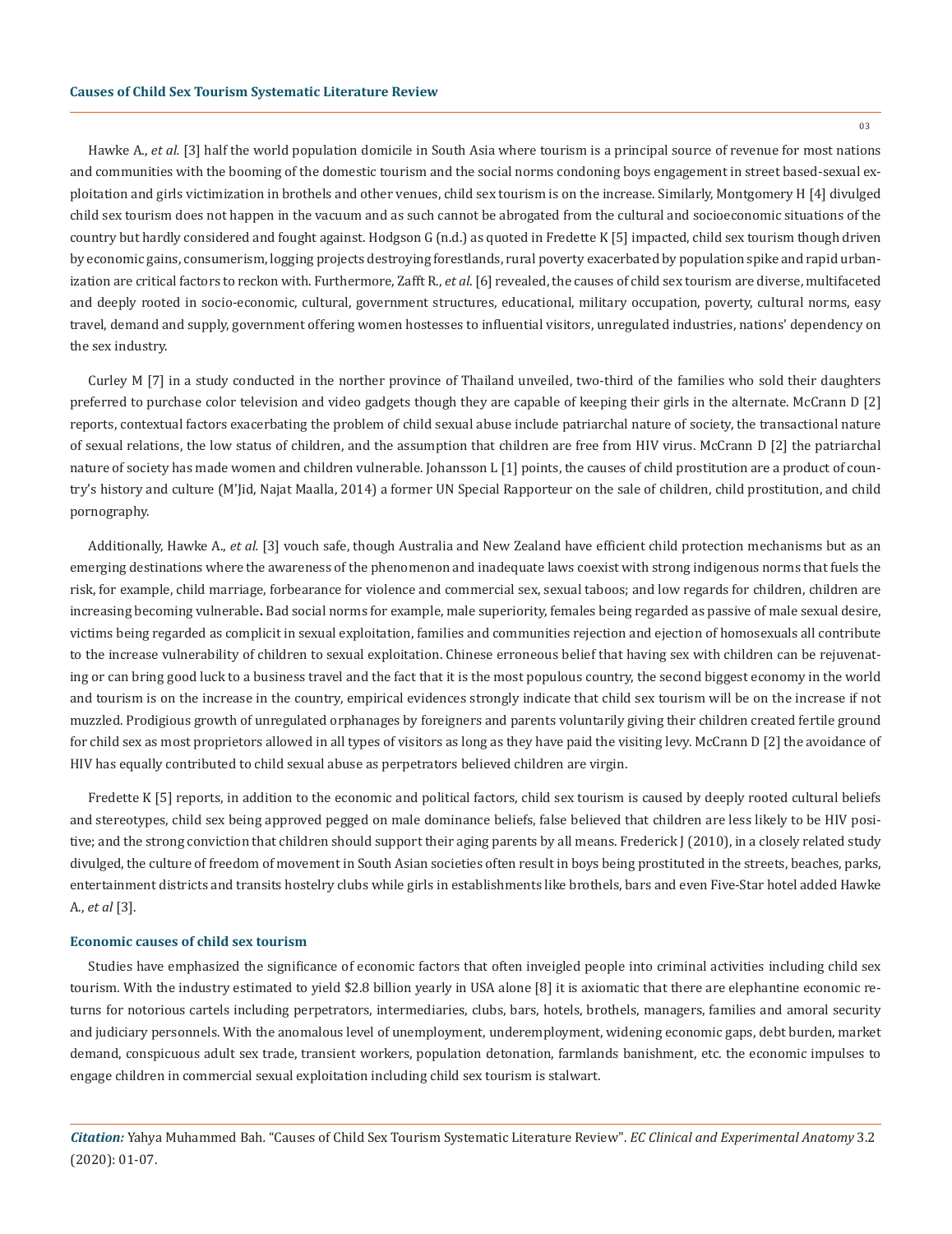Hawke A., *et al.* [3] half the world population domicile in South Asia where tourism is a principal source of revenue for most nations and communities with the booming of the domestic tourism and the social norms condoning boys engagement in street based-sexual exploitation and girls victimization in brothels and other venues, child sex tourism is on the increase. Similarly, Montgomery H [4] divulged child sex tourism does not happen in the vacuum and as such cannot be abrogated from the cultural and socioeconomic situations of the country but hardly considered and fought against. Hodgson G (n.d.) as quoted in Fredette K [5] impacted, child sex tourism though driven by economic gains, consumerism, logging projects destroying forestlands, rural poverty exacerbated by population spike and rapid urbanization are critical factors to reckon with. Furthermore, Zafft R., *et al.* [6] revealed, the causes of child sex tourism are diverse, multifaceted and deeply rooted in socio-economic, cultural, government structures, educational, military occupation, poverty, cultural norms, easy travel, demand and supply, government offering women hostesses to influential visitors, unregulated industries, nations' dependency on the sex industry.

Curley M [7] in a study conducted in the norther province of Thailand unveiled, two-third of the families who sold their daughters preferred to purchase color television and video gadgets though they are capable of keeping their girls in the alternate. McCrann D [2] reports, contextual factors exacerbating the problem of child sexual abuse include patriarchal nature of society, the transactional nature of sexual relations, the low status of children, and the assumption that children are free from HIV virus. McCrann D [2] the patriarchal nature of society has made women and children vulnerable. Johansson L [1] points, the causes of child prostitution are a product of country's history and culture (M'Jid, Najat Maalla, 2014) a former UN Special Rapporteur on the sale of children, child prostitution, and child pornography.

Additionally, Hawke A., *et al.* [3] vouch safe, though Australia and New Zealand have efficient child protection mechanisms but as an emerging destinations where the awareness of the phenomenon and inadequate laws coexist with strong indigenous norms that fuels the risk, for example, child marriage, forbearance for violence and commercial sex, sexual taboos; and low regards for children, children are increasing becoming vulnerable**.** Bad social norms for example, male superiority, females being regarded as passive of male sexual desire, victims being regarded as complicit in sexual exploitation, families and communities rejection and ejection of homosexuals all contribute to the increase vulnerability of children to sexual exploitation. Chinese erroneous belief that having sex with children can be rejuvenating or can bring good luck to a business travel and the fact that it is the most populous country, the second biggest economy in the world and tourism is on the increase in the country, empirical evidences strongly indicate that child sex tourism will be on the increase if not muzzled. Prodigious growth of unregulated orphanages by foreigners and parents voluntarily giving their children created fertile ground for child sex as most proprietors allowed in all types of visitors as long as they have paid the visiting levy. McCrann D [2] the avoidance of HIV has equally contributed to child sexual abuse as perpetrators believed children are virgin.

Fredette K [5] reports, in addition to the economic and political factors, child sex tourism is caused by deeply rooted cultural beliefs and stereotypes, child sex being approved pegged on male dominance beliefs, false believed that children are less likely to be HIV positive; and the strong conviction that children should support their aging parents by all means. Frederick J (2010), in a closely related study divulged, the culture of freedom of movement in South Asian societies often result in boys being prostituted in the streets, beaches, parks, entertainment districts and transits hostelry clubs while girls in establishments like brothels, bars and even Five-Star hotel added Hawke A., *et al* [3].

### Economic causes of child sex tourism

Studies have emphasized the significance of economic factors that often inveigled people into criminal activities including child sex tourism. With the industry estimated to yield $2.8 billion yearly in USA alone [8] it is axiomatic that there are elephantine economic returns for notorious cartels including perpetrators, intermediaries, clubs, bars, hotels, brothels, managers, families and amoral security and judiciary personnels. With the anomalous level of unemployment, underemployment, widening economic gaps, debt burden, market demand, conspicuous adult sex trade, transient workers, population detonation, farmlands banishment, etc. the economic impulses to engage children in commercial sexual exploitation including child sex tourism is stalwart.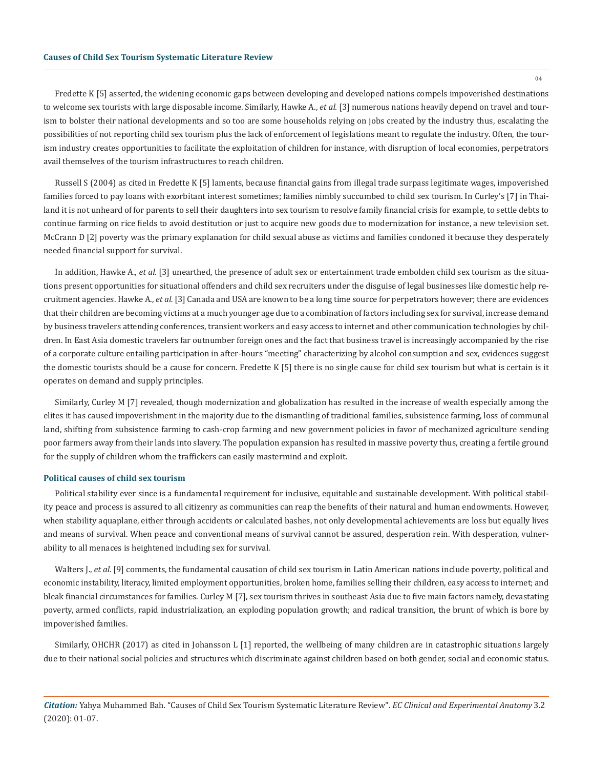Fredette K [5] asserted, the widening economic gaps between developing and developed nations compels impoverished destinations to welcome sex tourists with large disposable income. Similarly, Hawke A., *et al.* [3] numerous nations heavily depend on travel and tourism to bolster their national developments and so too are some households relying on jobs created by the industry thus, escalating the possibilities of not reporting child sex tourism plus the lack of enforcement of legislations meant to regulate the industry. Often, the tourism industry creates opportunities to facilitate the exploitation of children for instance, with disruption of local economies, perpetrators avail themselves of the tourism infrastructures to reach children.

Russell S (2004) as cited in Fredette K [5] laments, because financial gains from illegal trade surpass legitimate wages, impoverished families forced to pay loans with exorbitant interest sometimes; families nimbly succumbed to child sex tourism. In Curley's [7] in Thailand it is not unheard of for parents to sell their daughters into sex tourism to resolve family financial crisis for example, to settle debts to continue farming on rice fields to avoid destitution or just to acquire new goods due to modernization for instance, a new television set. McCrann D [2] poverty was the primary explanation for child sexual abuse as victims and families condoned it because they desperately needed financial support for survival.

In addition, Hawke A., *et al.* [3] unearthed, the presence of adult sex or entertainment trade embolden child sex tourism as the situations present opportunities for situational offenders and child sex recruiters under the disguise of legal businesses like domestic help recruitment agencies. Hawke A., *et al.* [3] Canada and USA are known to be a long time source for perpetrators however; there are evidences that their children are becoming victims at a much younger age due to a combination of factors including sex for survival, increase demand by business travelers attending conferences, transient workers and easy access to internet and other communication technologies by children. In East Asia domestic travelers far outnumber foreign ones and the fact that business travel is increasingly accompanied by the rise of a corporate culture entailing participation in after-hours "meeting" characterizing by alcohol consumption and sex, evidences suggest the domestic tourists should be a cause for concern. Fredette K [5] there is no single cause for child sex tourism but what is certain is it operates on demand and supply principles.

Similarly, Curley M [7] revealed, though modernization and globalization has resulted in the increase of wealth especially among the elites it has caused impoverishment in the majority due to the dismantling of traditional families, subsistence farming, loss of communal land, shifting from subsistence farming to cash-crop farming and new government policies in favor of mechanized agriculture sending poor farmers away from their lands into slavery. The population expansion has resulted in massive poverty thus, creating a fertile ground for the supply of children whom the traffickers can easily mastermind and exploit.

### Political causes of child sex tourism

Political stability ever since is a fundamental requirement for inclusive, equitable and sustainable development. With political stability peace and process is assured to all citizenry as communities can reap the benefits of their natural and human endowments. However, when stability aquaplane, either through accidents or calculated bashes, not only developmental achievements are loss but equally lives and means of survival. When peace and conventional means of survival cannot be assured, desperation rein. With desperation, vulnerability to all menaces is heightened including sex for survival.

Walters J., *et al.* [9] comments, the fundamental causation of child sex tourism in Latin American nations include poverty, political and economic instability, literacy, limited employment opportunities, broken home, families selling their children, easy access to internet; and bleak financial circumstances for families. Curley M [7], sex tourism thrives in southeast Asia due to five main factors namely, devastating poverty, armed conflicts, rapid industrialization, an exploding population growth; and radical transition, the brunt of which is bore by impoverished families.

Similarly, OHCHR (2017) as cited in Johansson L [1] reported, the wellbeing of many children are in catastrophic situations largely due to their national social policies and structures which discriminate against children based on both gender, social and economic status.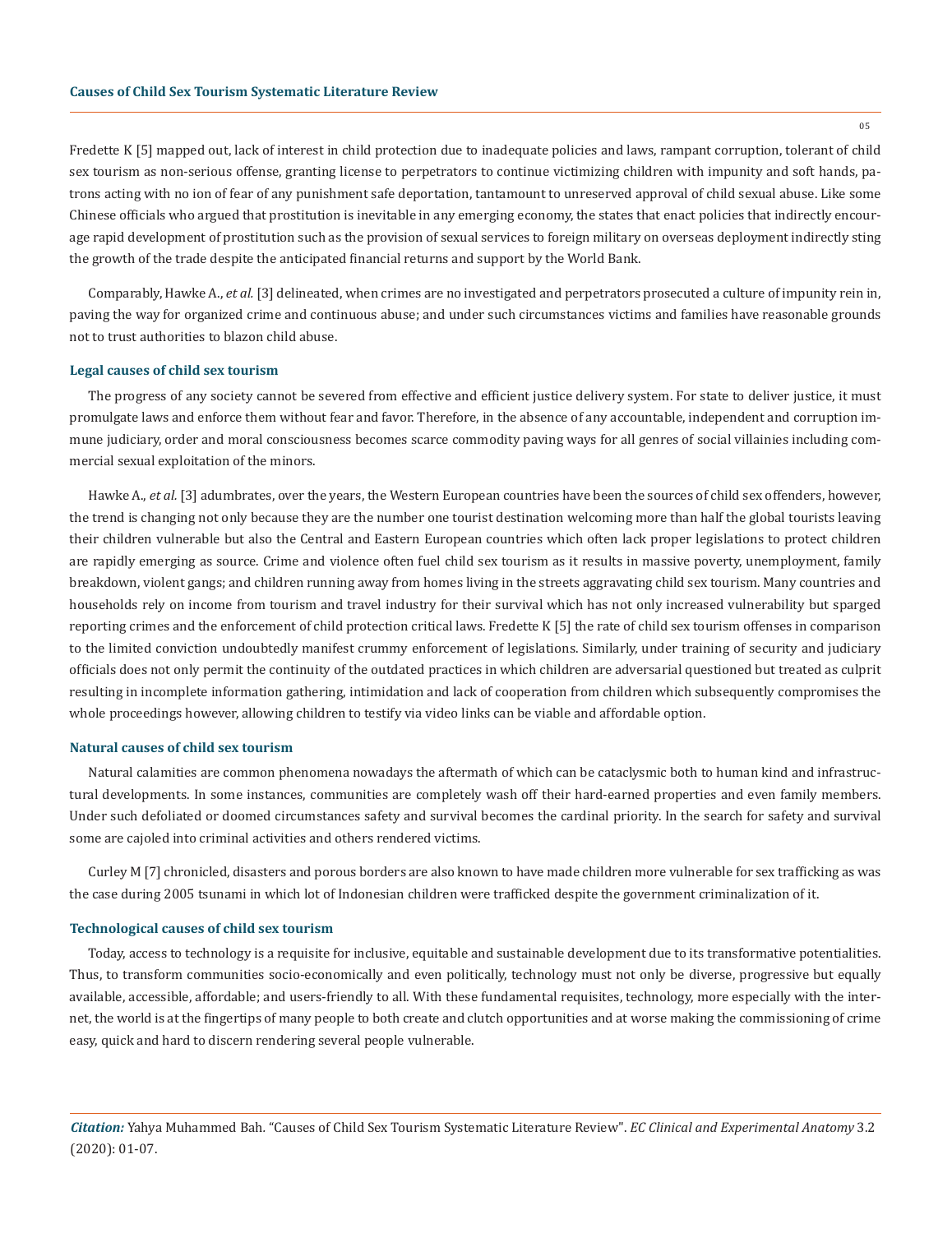Fredette K [5] mapped out, lack of interest in child protection due to inadequate policies and laws, rampant corruption, tolerant of child sex tourism as non-serious offense, granting license to perpetrators to continue victimizing children with impunity and soft hands, patrons acting with no ion of fear of any punishment safe deportation, tantamount to unreserved approval of child sexual abuse. Like some Chinese officials who argued that prostitution is inevitable in any emerging economy, the states that enact policies that indirectly encourage rapid development of prostitution such as the provision of sexual services to foreign military on overseas deployment indirectly sting the growth of the trade despite the anticipated financial returns and support by the World Bank.

Comparably, Hawke A., *et al.* [3] delineated, when crimes are no investigated and perpetrators prosecuted a culture of impunity rein in, paving the way for organized crime and continuous abuse; and under such circumstances victims and families have reasonable grounds not to trust authorities to blazon child abuse.

### Legal causes of child sex tourism

The progress of any society cannot be severed from effective and efficient justice delivery system. For state to deliver justice, it must promulgate laws and enforce them without fear and favor. Therefore, in the absence of any accountable, independent and corruption immune judiciary, order and moral consciousness becomes scarce commodity paving ways for all genres of social villainies including commercial sexual exploitation of the minors.

Hawke A., *et al.* [3] adumbrates, over the years, the Western European countries have been the sources of child sex offenders, however, the trend is changing not only because they are the number one tourist destination welcoming more than half the global tourists leaving their children vulnerable but also the Central and Eastern European countries which often lack proper legislations to protect children are rapidly emerging as source. Crime and violence often fuel child sex tourism as it results in massive poverty, unemployment, family breakdown, violent gangs; and children running away from homes living in the streets aggravating child sex tourism. Many countries and households rely on income from tourism and travel industry for their survival which has not only increased vulnerability but sparged reporting crimes and the enforcement of child protection critical laws. Fredette K [5] the rate of child sex tourism offenses in comparison to the limited conviction undoubtedly manifest crummy enforcement of legislations. Similarly, under training of security and judiciary officials does not only permit the continuity of the outdated practices in which children are adversarial questioned but treated as culprit resulting in incomplete information gathering, intimidation and lack of cooperation from children which subsequently compromises the whole proceedings however, allowing children to testify via video links can be viable and affordable option.

### Natural causes of child sex tourism

Natural calamities are common phenomena nowadays the aftermath of which can be cataclysmic both to human kind and infrastructural developments. In some instances, communities are completely wash off their hard-earned properties and even family members. Under such defoliated or doomed circumstances safety and survival becomes the cardinal priority. In the search for safety and survival some are cajoled into criminal activities and others rendered victims.

Curley M [7] chronicled, disasters and porous borders are also known to have made children more vulnerable for sex trafficking as was the case during 2005 tsunami in which lot of Indonesian children were trafficked despite the government criminalization of it.

### Technological causes of child sex tourism

Today, access to technology is a requisite for inclusive, equitable and sustainable development due to its transformative potentialities. Thus, to transform communities socio-economically and even politically, technology must not only be diverse, progressive but equally available, accessible, affordable; and users-friendly to all. With these fundamental requisites, technology, more especially with the internet, the world is at the fingertips of many people to both create and clutch opportunities and at worse making the commissioning of crime easy, quick and hard to discern rendering several people vulnerable.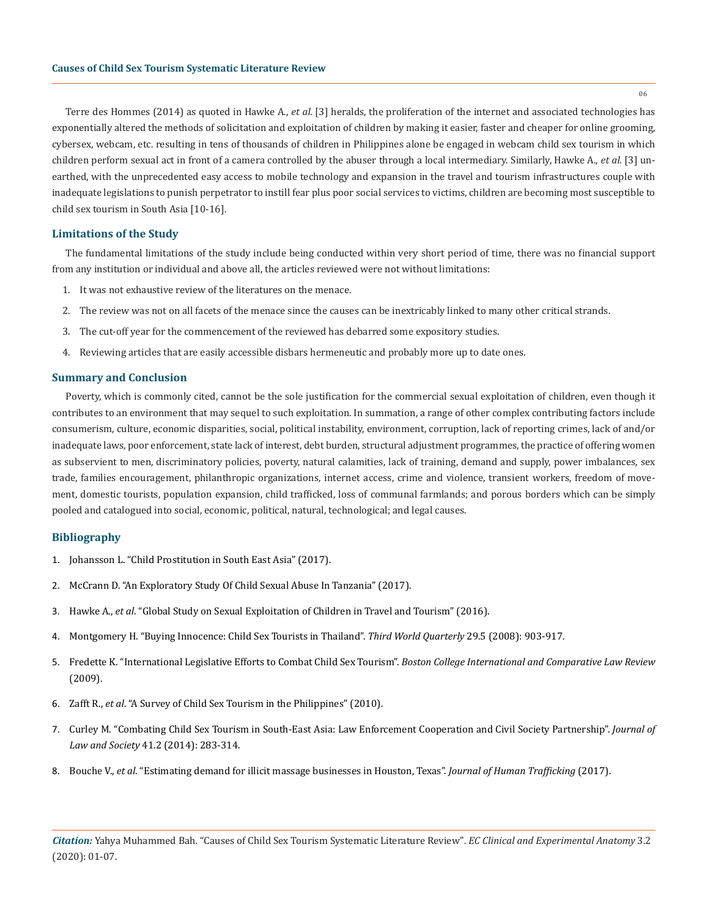Terre des Hommes (2014) as quoted in Hawke A., *et al.* [3] heralds, the proliferation of the internet and associated technologies has exponentially altered the methods of solicitation and exploitation of children by making it easier, faster and cheaper for online grooming, cybersex, webcam, etc. resulting in tens of thousands of children in Philippines alone be engaged in webcam child sex tourism in which children perform sexual act in front of a camera controlled by the abuser through a local intermediary. Similarly, Hawke A., *et al.* [3] unearthed, with the unprecedented easy access to mobile technology and expansion in the travel and tourism infrastructures couple with inadequate legislations to punish perpetrator to instill fear plus poor social services to victims, children are becoming most susceptible to child sex tourism in South Asia [10-16].

## Limitations of the Study

The fundamental limitations of the study include being conducted within very short period of time, there was no financial support from any institution or individual and above all, the articles reviewed were not without limitations:

1. It was not exhaustive review of the literatures on the menace.
2. The review was not on all facets of the menace since the causes can be inextricably linked to many other critical strands.
3. The cut-off year for the commencement of the reviewed has debarred some expository studies.
4. Reviewing articles that are easily accessible disbars hermeneutic and probably more up to date ones.

## Summary and Conclusion

Poverty, which is commonly cited, cannot be the sole justification for the commercial sexual exploitation of children, even though it contributes to an environment that may sequel to such exploitation. In summation, a range of other complex contributing factors include consumerism, culture, economic disparities, social, political instability, environment, corruption, lack of reporting crimes, lack of and/or inadequate laws, poor enforcement, state lack of interest, debt burden, structural adjustment programmes, the practice of offering women as subservient to men, discriminatory policies, poverty, natural calamities, lack of training, demand and supply, power imbalances, sex trade, families encouragement, philanthropic organizations, internet access, crime and violence, transient workers, freedom of movement, domestic tourists, population expansion, child trafficked, loss of communal farmlands; and porous borders which can be simply pooled and catalogued into social, economic, political, natural, technological; and legal causes.

## Bibliography

1. Johansson L. "Child Prostitution in South East Asia" (2017).
2. McCrann D. "An Exploratory Study Of Child Sexual Abuse In Tanzania" (2017).
3. Hawke A., *et al*. "Global Study on Sexual Exploitation of Children in Travel and Tourism" (2016).
4. Montgomery H. "Buying Innocence: Child Sex Tourists in Thailand". *Third World Quarterly* 29.5 (2008): 903-917.
5. Fredette K. "International Legislative Efforts to Combat Child Sex Tourism". *Boston College International and Comparative Law Review* (2009).
6. Zafft R., *et al*. "A Survey of Child Sex Tourism in the Philippines" (2010).
7. Curley M. "Combating Child Sex Tourism in South-East Asia: Law Enforcement Cooperation and Civil Society Partnership". *Journal of Law and Society* 41.2 (2014): 283-314.
8. Bouche V., *et al*. "Estimating demand for illicit massage businesses in Houston, Texas". *Journal of Human Trafficking* (2017).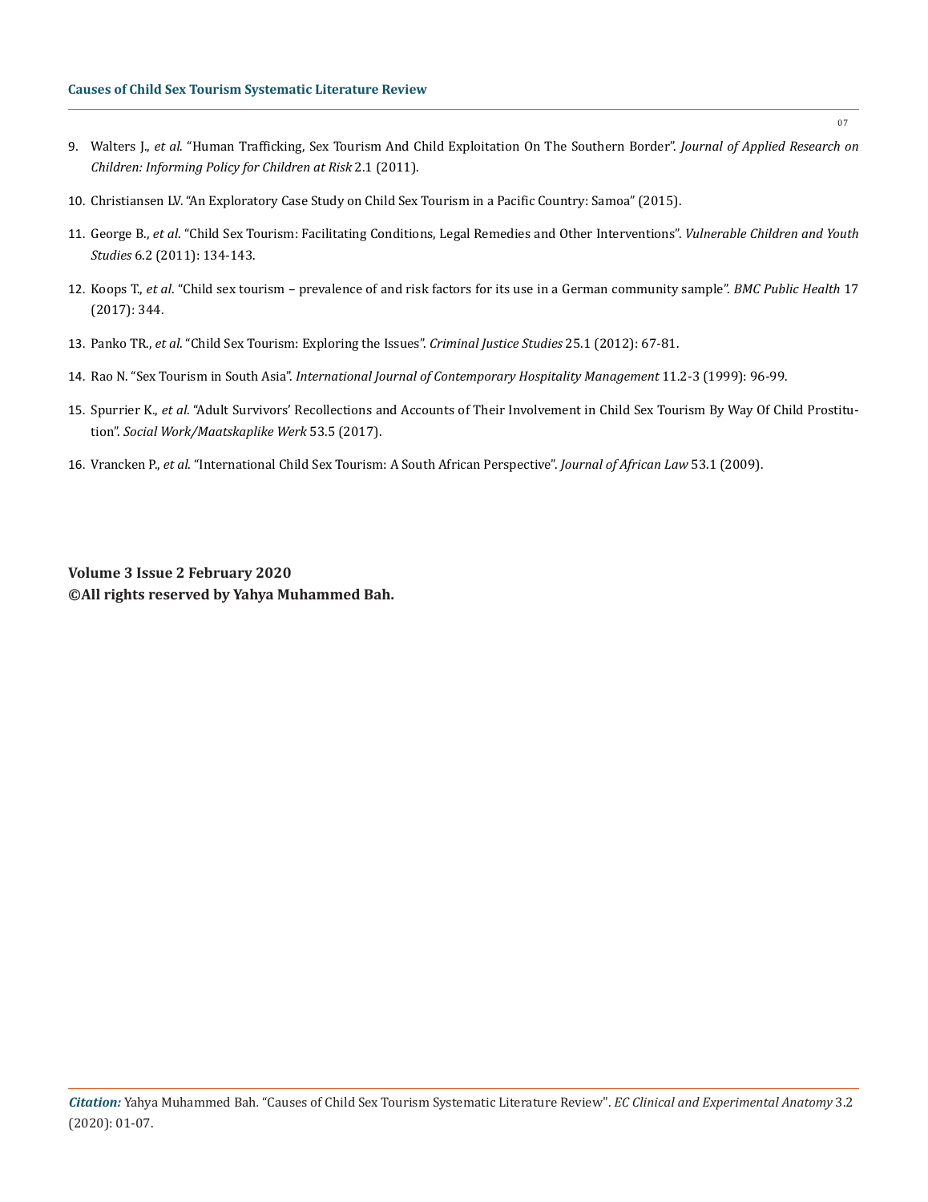9. Walters J., *et al*. "Human Trafficking, Sex Tourism And Child Exploitation On The Southern Border". *Journal of Applied Research on Children: Informing Policy for Children at Risk* 2.1 (2011).
10. Christiansen LV. "An Exploratory Case Study on Child Sex Tourism in a Pacific Country: Samoa" (2015).
11. George B., *et al*. "Child Sex Tourism: Facilitating Conditions, Legal Remedies and Other Interventions". *Vulnerable Children and Youth Studies* 6.2 (2011): 134-143.
12. Koops T., *et al*. "Child sex tourism – prevalence of and risk factors for its use in a German community sample". *BMC Public Health* 17 (2017): 344.
13. Panko TR., *et al*. "Child Sex Tourism: Exploring the Issues". *Criminal Justice Studies* 25.1 (2012): 67-81.
14. Rao N. "Sex Tourism in South Asia". *International Journal of Contemporary Hospitality Management* 11.2-3 (1999): 96-99.
15. Spurrier K., *et al*. "Adult Survivors' Recollections and Accounts of Their Involvement in Child Sex Tourism By Way Of Child Prostitution". *Social Work/Maatskaplike Werk* 53.5 (2017).
16. Vrancken P., *et al*. "International Child Sex Tourism: A South African Perspective". *Journal of African Law* 53.1 (2009).

**Volume 3 Issue 2 February 2020**
**©All rights reserved by Yahya Muhammed Bah.**